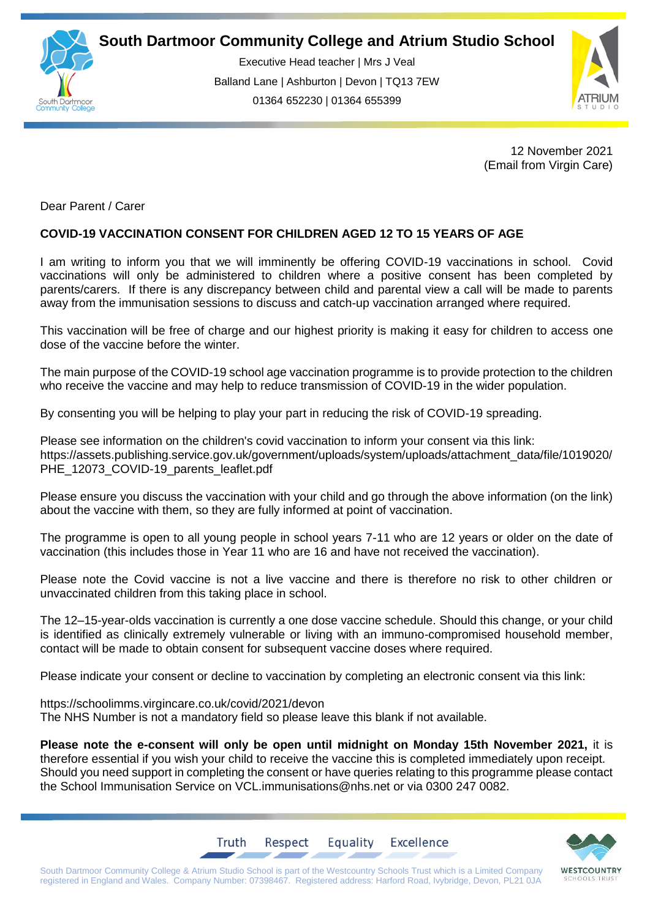# South Dartmoor Community College and Atrium Studio School

Executive Head teacher | Mrs J Veal
Balland Lane | Ashburton | Devon | TQ13 7EW
01364 652230 | 01364 655399

12 November 2021
(Email from Virgin Care)

Dear Parent / Carer

**COVID-19 VACCINATION CONSENT FOR CHILDREN AGED 12 TO 15 YEARS OF AGE**

I am writing to inform you that we will imminently be offering COVID-19 vaccinations in school. Covid vaccinations will only be administered to children where a positive consent has been completed by parents/carers. If there is any discrepancy between child and parental view a call will be made to parents away from the immunisation sessions to discuss and catch-up vaccination arranged where required.

This vaccination will be free of charge and our highest priority is making it easy for children to access one dose of the vaccine before the winter.

The main purpose of the COVID-19 school age vaccination programme is to provide protection to the children who receive the vaccine and may help to reduce transmission of COVID-19 in the wider population.

By consenting you will be helping to play your part in reducing the risk of COVID-19 spreading.

Please see information on the children's covid vaccination to inform your consent via this link:
https://assets.publishing.service.gov.uk/government/uploads/system/uploads/attachment_data/file/1019020/PHE_12073_COVID-19_parents_leaflet.pdf

Please ensure you discuss the vaccination with your child and go through the above information (on the link) about the vaccine with them, so they are fully informed at point of vaccination.

The programme is open to all young people in school years 7-11 who are 12 years or older on the date of vaccination (this includes those in Year 11 who are 16 and have not received the vaccination).

Please note the Covid vaccine is not a live vaccine and there is therefore no risk to other children or unvaccinated children from this taking place in school.

The 12–15-year-olds vaccination is currently a one dose vaccine schedule. Should this change, or your child is identified as clinically extremely vulnerable or living with an immuno-compromised household member, contact will be made to obtain consent for subsequent vaccine doses where required.

Please indicate your consent or decline to vaccination by completing an electronic consent via this link:

https://schoolimms.virgincare.co.uk/covid/2021/devon
The NHS Number is not a mandatory field so please leave this blank if not available.

**Please note the e-consent will only be open until midnight on Monday 15th November 2021,** it is therefore essential if you wish your child to receive the vaccine this is completed immediately upon receipt. Should you need support in completing the consent or have queries relating to this programme please contact the School Immunisation Service on VCL.immunisations@nhs.net or via 0300 247 0082.

Truth Respect Equality Excellence

South Dartmoor Community College & Atrium Studio School is part of the Westcountry Schools Trust which is a Limited Company registered in England and Wales. Company Number: 07398467. Registered address: Harford Road, Ivybridge, Devon, PL21 0JA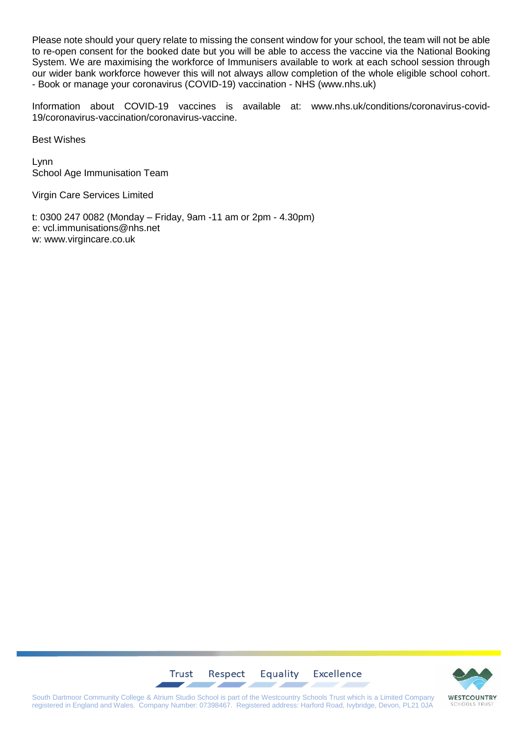Please note should your query relate to missing the consent window for your school, the team will not be able to re-open consent for the booked date but you will be able to access the vaccine via the National Booking System. We are maximising the workforce of Immunisers available to work at each school session through our wider bank workforce however this will not always allow completion of the whole eligible school cohort. - Book or manage your coronavirus (COVID-19) vaccination - NHS (www.nhs.uk)

Information about COVID-19 vaccines is available at: www.nhs.uk/conditions/coronavirus-covid-19/coronavirus-vaccination/coronavirus-vaccine.

Best Wishes

Lynn
School Age Immunisation Team

Virgin Care Services Limited

t: 0300 247 0082 (Monday – Friday, 9am -11 am or 2pm - 4.30pm)
e: vcl.immunisations@nhs.net
w: www.virgincare.co.uk